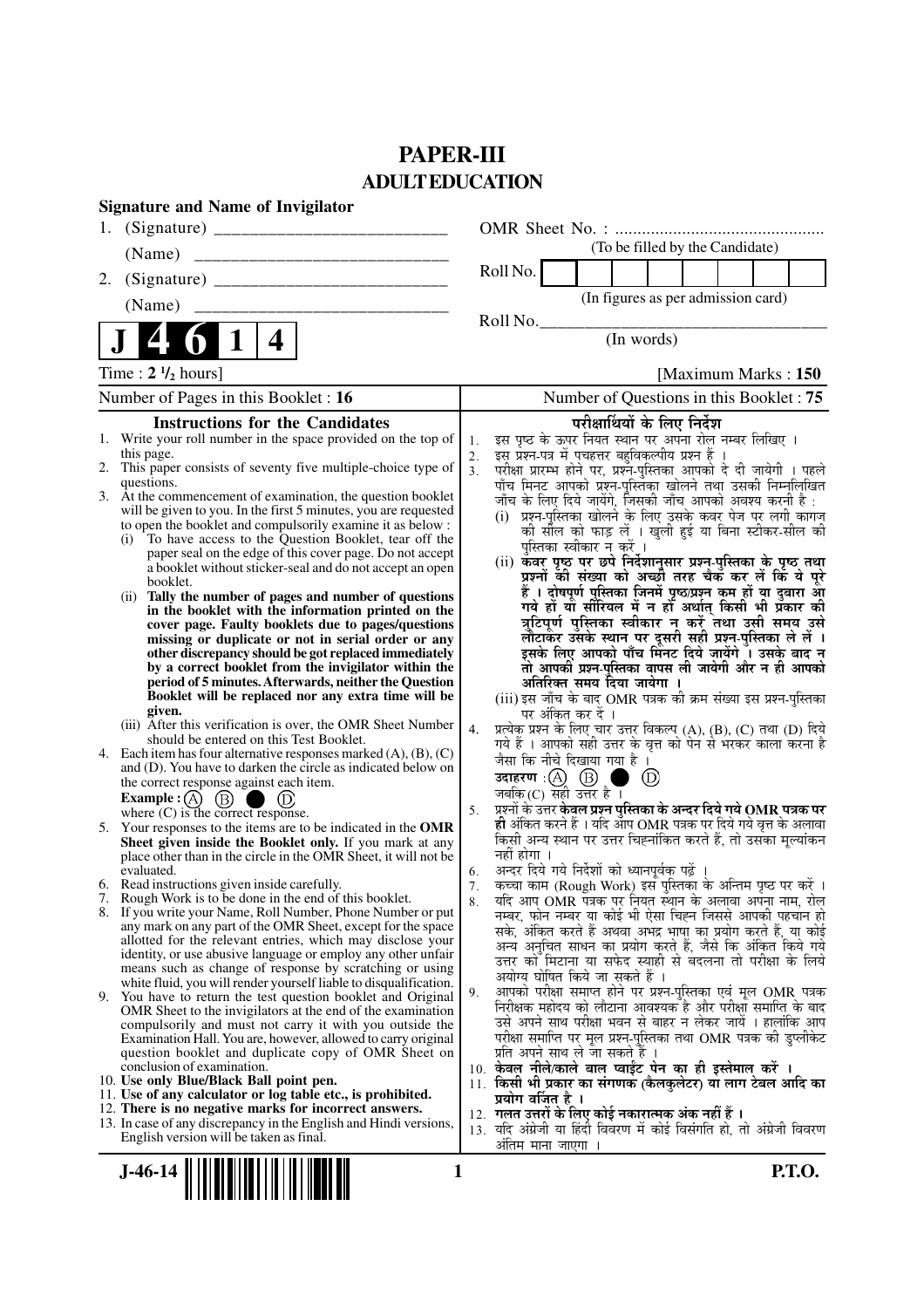# PAPER-III
## ADULT EDUCATION

**Signature and Name of Invigilator**

1. (Signature) __________________________

   (Name) ____________________________

2. (Signature) __________________________

   (Name) ____________________________

OMR Sheet No. : ...............................................

(To be filled by the Candidate)

Roll No. 

(In figures as per admission card)

Roll No.________________________________

(In words)

**J 4 6 1 4**

Time : **2 ½ hours**] [Maximum Marks : **150**

Number of Pages in this Booklet : **16**

Number of Questions in this Booklet : **75**

### Instructions for the Candidates

1. Write your roll number in the space provided on the top of this page.
2. This paper consists of seventy five multiple-choice type of questions.
3. At the commencement of examination, the question booklet will be given to you. In the first 5 minutes, you are requested to open the booklet and compulsorily examine it as below :
   (i) To have access to the Question Booklet, tear off the paper seal on the edge of this cover page. Do not accept a booklet without sticker-seal and do not accept an open booklet.
   (ii) **Tally the number of pages and number of questions in the booklet with the information printed on the cover page. Faulty booklets due to pages/questions missing or duplicate or not in serial order or any other discrepancy should be got replaced immediately by a correct booklet from the invigilator within the period of 5 minutes. Afterwards, neither the Question Booklet will be replaced nor any extra time will be given.**
   (iii) After this verification is over, the OMR Sheet Number should be entered on this Test Booklet.
4. Each item has four alternative responses marked (A), (B), (C) and (D). You have to darken the circle as indicated below on the correct response against each item.
   **Example :** (A) (B) ● (D)
   where (C) is the correct response.
5. Your responses to the items are to be indicated in the **OMR Sheet given inside the Booklet only.** If you mark at any place other than in the circle in the OMR Sheet, it will not be evaluated.
6. Read instructions given inside carefully.
7. Rough Work is to be done in the end of this booklet.
8. If you write your Name, Roll Number, Phone Number or put any mark on any part of the OMR Sheet, except for the space allotted for the relevant entries, which may disclose your identity, or use abusive language or employ any other unfair means such as change of response by scratching or using white fluid, you will render yourself liable to disqualification.
9. You have to return the test question booklet and Original OMR Sheet to the invigilators at the end of the examination compulsorily and must not carry it with you outside the Examination Hall. You are, however, allowed to carry original question booklet and duplicate copy of OMR Sheet on conclusion of examination.
10. **Use only Blue/Black Ball point pen.**
11. **Use of any calculator or log table etc., is prohibited.**
12. **There is no negative marks for incorrect answers.**
13. In case of any discrepancy in the English and Hindi versions, English version will be taken as final.

### परीक्षार्थियों के लिए निर्देश

1. इस पृष्ठ के ऊपर नियत स्थान पर अपना रोल नम्बर लिखिए ।
2. इस प्रश्न-पत्र में पचहत्तर बहुविकल्पीय प्रश्न हैं ।
3. परीक्षा प्रारम्भ होने पर, प्रश्न-पुस्तिका आपको दे दी जायेगी । पहले पाँच मिनट आपको प्रश्न-पुस्तिका खोलने तथा उसकी निम्नलिखित जाँच के लिए दिये जायेंगे, जिसकी जाँच आपको अवश्य करनी है :
   (i) प्रश्न-पुस्तिका खोलने के लिए उसके कवर पेज पर लगी कागज की सील को फाड़ लें । खुली हुई या बिना स्टीकर-सील की पुस्तिका स्वीकार न करें ।
   (ii) **कवर पृष्ठ पर छपे निर्देशानुसार प्रश्न-पुस्तिका के पृष्ठ तथा प्रश्नों की संख्या को अच्छी तरह चैक कर लें कि ये पूरे हैं । दोषपूर्ण पुस्तिका जिनमें पृष्ठ/प्रश्न कम हों या दुबारा आ गये हों या सीरियल में न हों अर्थात् किसी भी प्रकार की त्रुटिपूर्ण पुस्तिका स्वीकार न करें तथा उसी समय उसे लौटाकर उसके स्थान पर दूसरी सही प्रश्न-पुस्तिका ले लें । इसके लिए आपको पाँच मिनट दिये जायेंगे । उसके बाद न तो आपकी प्रश्न-पुस्तिका वापस ली जायेगी और न ही आपको अतिरिक्त समय दिया जायेगा ।**
   (iii) इस जाँच के बाद OMR पत्रक की क्रम संख्या इस प्रश्न-पुस्तिका पर अंकित कर दें ।
4. प्रत्येक प्रश्न के लिए चार उत्तर विकल्प (A), (B), (C) तथा (D) दिये गये हैं । आपको सही उत्तर के वृत्त को पेन से भरकर काला करना है जैसा कि नीचे दिखाया गया है ।
   **उदाहरण :** (A) (B) ● (D)
   जबकि (C) सही उत्तर है ।
5. प्रश्नों के उत्तर **केवल प्रश्न पुस्तिका के अन्दर दिये गये OMR पत्रक पर ही** अंकित करने हैं । यदि आप OMR पत्रक पर दिये गये वृत्त के अलावा किसी अन्य स्थान पर उत्तर चिह्नांकित करते हैं, तो उसका मूल्यांकन नहीं होगा ।
6. अन्दर दिये गये निर्देशों को ध्यानपूर्वक पढ़ें ।
7. कच्चा काम (Rough Work) इस पुस्तिका के अन्तिम पृष्ठ पर करें ।
8. यदि आप OMR पत्रक पर नियत स्थान के अलावा अपना नाम, रोल नम्बर, फोन नम्बर या कोई भी ऐसा चिह्न जिससे आपकी पहचान हो सके, अंकित करते हैं अथवा अभद्र भाषा का प्रयोग करते हैं, या कोई अन्य अनुचित साधन का प्रयोग करते हैं, जैसे कि अंकित किये गये उत्तर को मिटाना या सफेद स्याही से बदलना तो परीक्षा के लिये अयोग्य घोषित किये जा सकते हैं ।
9. आपको परीक्षा समाप्त होने पर प्रश्न-पुस्तिका एवं मूल OMR पत्रक निरीक्षक महोदय को लौटाना आवश्यक है और परीक्षा समाप्ति के बाद उसे अपने साथ परीक्षा भवन से बाहर न लेकर जायें । हालांकि आप परीक्षा समाप्ति पर मूल प्रश्न-पुस्तिका तथा OMR पत्रक की डुप्लीकेट प्रति अपने साथ ले जा सकते हैं ।
10. **केवल नीले/काले बाल प्वाईंट पेन का ही इस्तेमाल करें ।**
11. **किसी भी प्रकार का संगणक (कैलकुलेटर) या लाग टेबल आदि का प्रयोग वर्जित है ।**
12. **गलत उत्तरों के लिए कोई नकारात्मक अंक नहीं हैं ।**
13. यदि अंग्रेजी या हिंदी विवरण में कोई विसंगति हो, तो अंग्रेजी विवरण अंतिम माना जाएगा ।

J-46-14

P.T.O.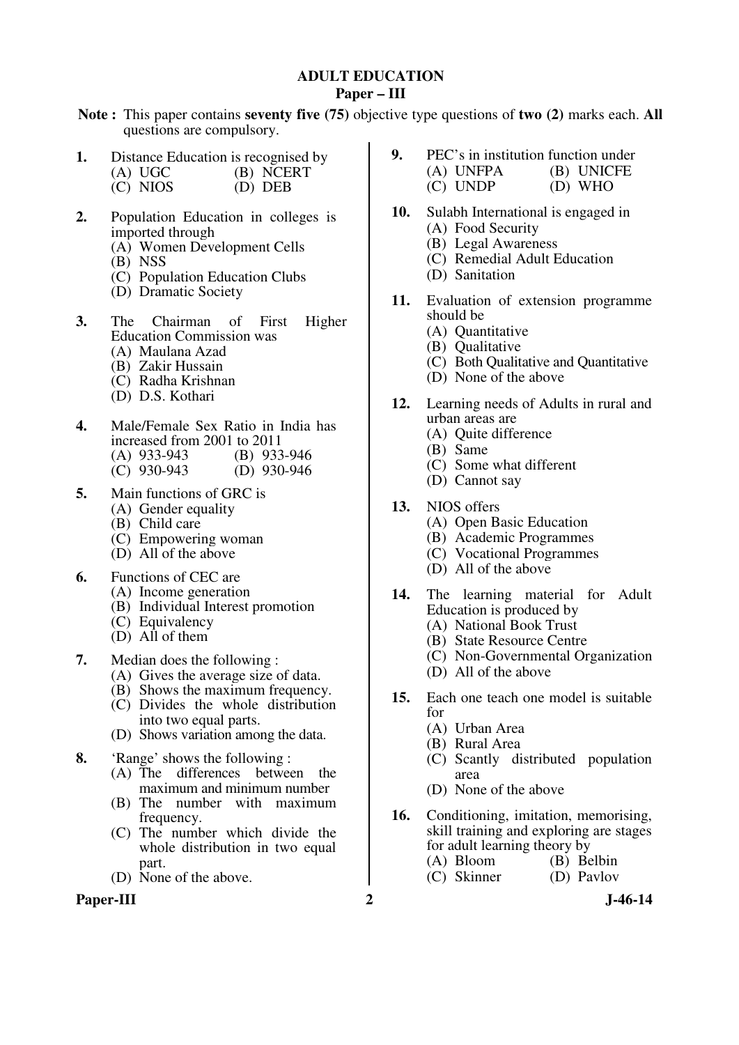# ADULT EDUCATION

## Paper – III

**Note :** This paper contains **seventy five (75)** objective type questions of **two (2)** marks each. **All** questions are compulsory.

**1.** Distance Education is recognised by
(A) UGC
(B) NCERT
(C) NIOS
(D) DEB

**2.** Population Education in colleges is imported through
(A) Women Development Cells
(B) NSS
(C) Population Education Clubs
(D) Dramatic Society

**3.** The Chairman of First Higher Education Commission was
(A) Maulana Azad
(B) Zakir Hussain
(C) Radha Krishnan
(D) D.S. Kothari

**4.** Male/Female Sex Ratio in India has increased from 2001 to 2011
(A) 933-943
(B) 933-946
(C) 930-943
(D) 930-946

**5.** Main functions of GRC is
(A) Gender equality
(B) Child care
(C) Empowering woman
(D) All of the above

**6.** Functions of CEC are
(A) Income generation
(B) Individual Interest promotion
(C) Equivalency
(D) All of them

**7.** Median does the following :
(A) Gives the average size of data.
(B) Shows the maximum frequency.
(C) Divides the whole distribution into two equal parts.
(D) Shows variation among the data.

**8.** 'Range' shows the following :
(A) The differences between the maximum and minimum number
(B) The number with maximum frequency.
(C) The number which divide the whole distribution in two equal part.
(D) None of the above.

**9.** PEC's in institution function under
(A) UNFPA
(B) UNICFE
(C) UNDP
(D) WHO

**10.** Sulabh International is engaged in
(A) Food Security
(B) Legal Awareness
(C) Remedial Adult Education
(D) Sanitation

**11.** Evaluation of extension programme should be
(A) Quantitative
(B) Qualitative
(C) Both Qualitative and Quantitative
(D) None of the above

**12.** Learning needs of Adults in rural and urban areas are
(A) Quite difference
(B) Same
(C) Some what different
(D) Cannot say

**13.** NIOS offers
(A) Open Basic Education
(B) Academic Programmes
(C) Vocational Programmes
(D) All of the above

**14.** The learning material for Adult Education is produced by
(A) National Book Trust
(B) State Resource Centre
(C) Non-Governmental Organization
(D) All of the above

**15.** Each one teach one model is suitable for
(A) Urban Area
(B) Rural Area
(C) Scantly distributed population area
(D) None of the above

**16.** Conditioning, imitation, memorising, skill training and exploring are stages for adult learning theory by
(A) Bloom
(B) Belbin
(C) Skinner
(D) Pavlov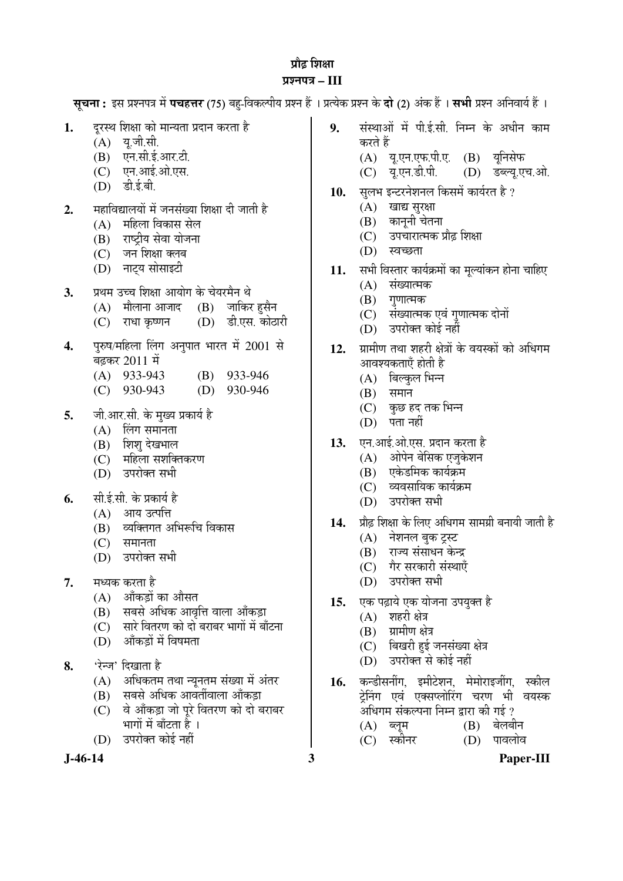# प्रौढ़ शिक्षा

## प्रश्नपत्र – III

**सूचना :** इस प्रश्नपत्र में **पचहत्तर** (75) बहु-विकल्पीय प्रश्न हैं । प्रत्येक प्रश्न के **दो** (2) अंक हैं । **सभी** प्रश्न अनिवार्य हैं ।

1. दूरस्थ शिक्षा को मान्यता प्रदान करता है
   (A) यू.जी.सी.
   (B) एन.सी.ई.आर.टी.
   (C) एन.आई.ओ.एस.
   (D) डी.ई.बी.

2. महाविद्यालयों में जनसंख्या शिक्षा दी जाती है
   (A) महिला विकास सेल
   (B) राष्ट्रीय सेवा योजना
   (C) जन शिक्षा क्लब
   (D) नाट्य सोसाइटी

3. प्रथम उच्च शिक्षा आयोग के चेयरमैन थे
   (A) मौलाना आजाद
   (B) जाकिर हुसैन
   (C) राधा कृष्णन
   (D) डी.एस. कोठारी

4. पुरुष/महिला लिंग अनुपात भारत में 2001 से बढ़कर 2011 में
   (A) 933-943
   (B) 933-946
   (C) 930-943
   (D) 930-946

5. जी.आर.सी. के मुख्य प्रकार्य है
   (A) लिंग समानता
   (B) शिशु देखभाल
   (C) महिला सशक्तिकरण
   (D) उपरोक्त सभी

6. सी.ई.सी. के प्रकार्य है
   (A) आय उत्पत्ति
   (B) व्यक्तिगत अभिरूचि विकास
   (C) समानता
   (D) उपरोक्त सभी

7. मध्यक करता है
   (A) आँकड़ों का औसत
   (B) सबसे अधिक आवृत्ति वाला आँकड़ा
   (C) सारे वितरण को दो बराबर भागों में बाँटना
   (D) आँकड़ों में विषमता

8. 'रेन्ज' दिखाता है
   (A) अधिकतम तथा न्यूनतम संख्या में अंतर
   (B) सबसे अधिक आवर्तीवाला आँकड़ा
   (C) वे आँकड़ा जो पूरे वितरण को दो बराबर भागों में बाँटता है ।
   (D) उपरोक्त कोई नहीं

9. संस्थाओं में पी.ई.सी. निम्न के अधीन काम करते हैं
   (A) यू.एन.एफ.पी.ए.
   (B) यूनिसेफ
   (C) यू.एन.डी.पी.
   (D) डब्ल्यू.एच.ओ.

10. सुलभ इन्टरनेशनल किसमें कार्यरत है ?
    (A) खाद्य सुरक्षा
    (B) कानूनी चेतना
    (C) उपचारात्मक प्रौढ़ शिक्षा
    (D) स्वच्छता

11. सभी विस्तार कार्यक्रमों का मूल्यांकन होना चाहिए
    (A) संख्यात्मक
    (B) गुणात्मक
    (C) संख्यात्मक एवं गुणात्मक दोनों
    (D) उपरोक्त कोई नहीं

12. ग्रामीण तथा शहरी क्षेत्रों के वयस्कों को अधिगम आवश्यकताएँ होती है
    (A) बिल्कुल भिन्न
    (B) समान
    (C) कुछ हद तक भिन्न
    (D) पता नहीं

13. एन.आई.ओ.एस. प्रदान करता है
    (A) ओपेन बेसिक एजुकेशन
    (B) एकेडमिक कार्यक्रम
    (C) व्यवसायिक कार्यक्रम
    (D) उपरोक्त सभी

14. प्रौढ़ शिक्षा के लिए अधिगम सामग्री बनायी जाती है
    (A) नेशनल बुक ट्रस्ट
    (B) राज्य संसाधन केन्द्र
    (C) गैर सरकारी संस्थाएँ
    (D) उपरोक्त सभी

15. एक पढ़ाये एक योजना उपयुक्त है
    (A) शहरी क्षेत्र
    (B) ग्रामीण क्षेत्र
    (C) बिखरी हुई जनसंख्या क्षेत्र
    (D) उपरोक्त से कोई नहीं

16. कन्डीसनींग, इमीटेशन, मेमोराइजींग, स्कील ट्रेनिंग एवं एक्सप्लोरिंग चरण भी वयस्क अधिगम संकल्पना निम्न द्वारा की गई ?
    (A) ब्लूम
    (B) बेलबीन
    (C) स्कीनर
    (D) पावलोव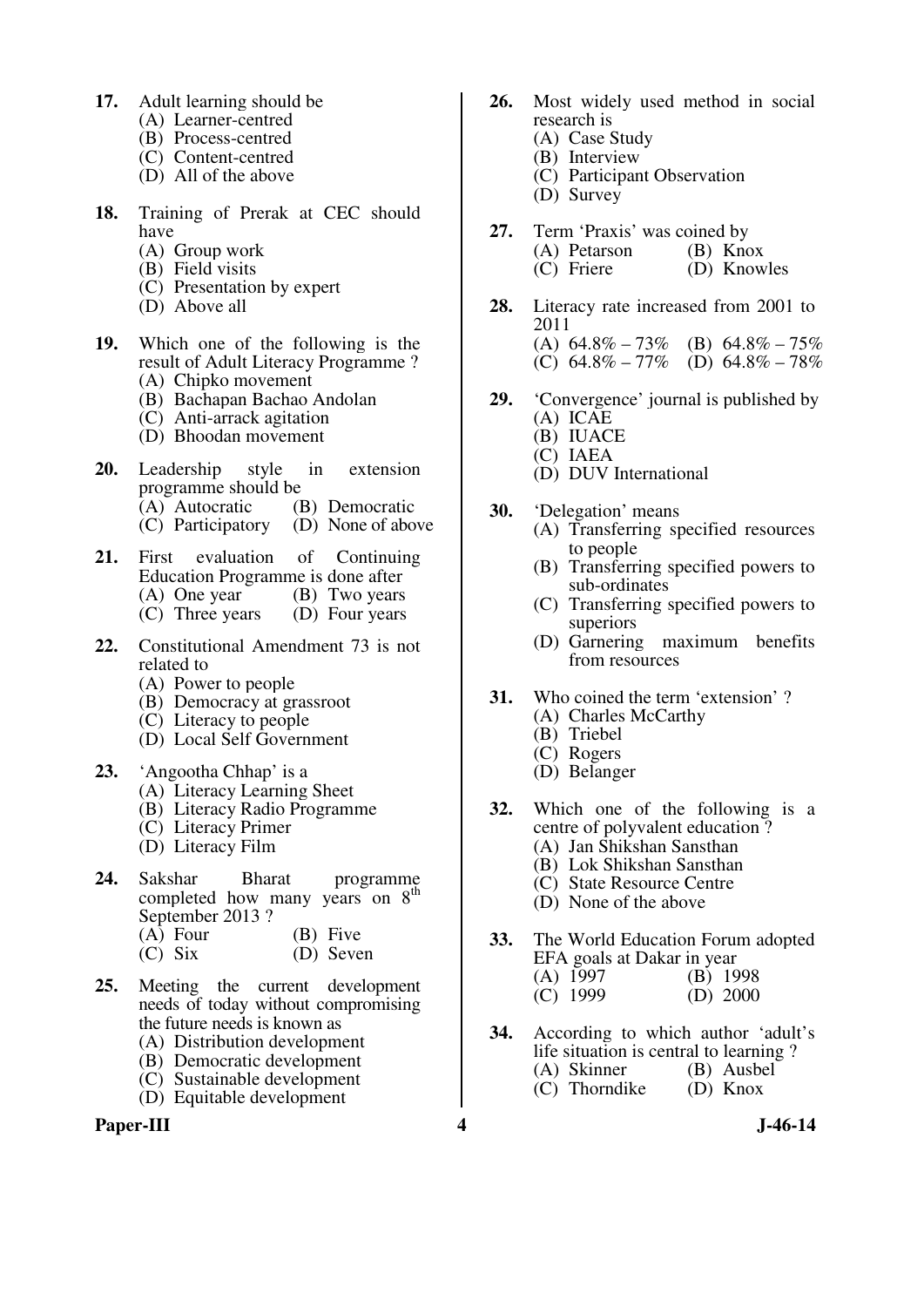**17.** Adult learning should be
(A) Learner-centred
(B) Process-centred
(C) Content-centred
(D) All of the above

**18.** Training of Prerak at CEC should have
(A) Group work
(B) Field visits
(C) Presentation by expert
(D) Above all

**19.** Which one of the following is the result of Adult Literacy Programme ?
(A) Chipko movement
(B) Bachapan Bachao Andolan
(C) Anti-arrack agitation
(D) Bhoodan movement

**20.** Leadership style in extension programme should be
(A) Autocratic (B) Democratic
(C) Participatory (D) None of above

**21.** First evaluation of Continuing Education Programme is done after
(A) One year (B) Two years
(C) Three years (D) Four years

**22.** Constitutional Amendment 73 is not related to
(A) Power to people
(B) Democracy at grassroot
(C) Literacy to people
(D) Local Self Government

**23.** 'Angootha Chhap' is a
(A) Literacy Learning Sheet
(B) Literacy Radio Programme
(C) Literacy Primer
(D) Literacy Film

**24.** Sakshar Bharat programme completed how many years on 8th September 2013 ?
(A) Four (B) Five
(C) Six (D) Seven

**25.** Meeting the current development needs of today without compromising the future needs is known as
(A) Distribution development
(B) Democratic development
(C) Sustainable development
(D) Equitable development

**26.** Most widely used method in social research is
(A) Case Study
(B) Interview
(C) Participant Observation
(D) Survey

**27.** Term 'Praxis' was coined by
(A) Petarson (B) Knox
(C) Friere (D) Knowles

**28.** Literacy rate increased from 2001 to 2011
(A) 64.8% – 73% (B) 64.8% – 75%
(C) 64.8% – 77% (D) 64.8% – 78%

**29.** 'Convergence' journal is published by
(A) ICAE
(B) IUACE
(C) IAEA
(D) DUV International

**30.** 'Delegation' means
(A) Transferring specified resources to people
(B) Transferring specified powers to sub-ordinates
(C) Transferring specified powers to superiors
(D) Garnering maximum benefits from resources

**31.** Who coined the term 'extension' ?
(A) Charles McCarthy
(B) Triebel
(C) Rogers
(D) Belanger

**32.** Which one of the following is a centre of polyvalent education ?
(A) Jan Shikshan Sansthan
(B) Lok Shikshan Sansthan
(C) State Resource Centre
(D) None of the above

**33.** The World Education Forum adopted EFA goals at Dakar in year
(A) 1997 (B) 1998
(C) 1999 (D) 2000

**34.** According to which author 'adult's life situation is central to learning ?
(A) Skinner (B) Ausbel
(C) Thorndike (D) Knox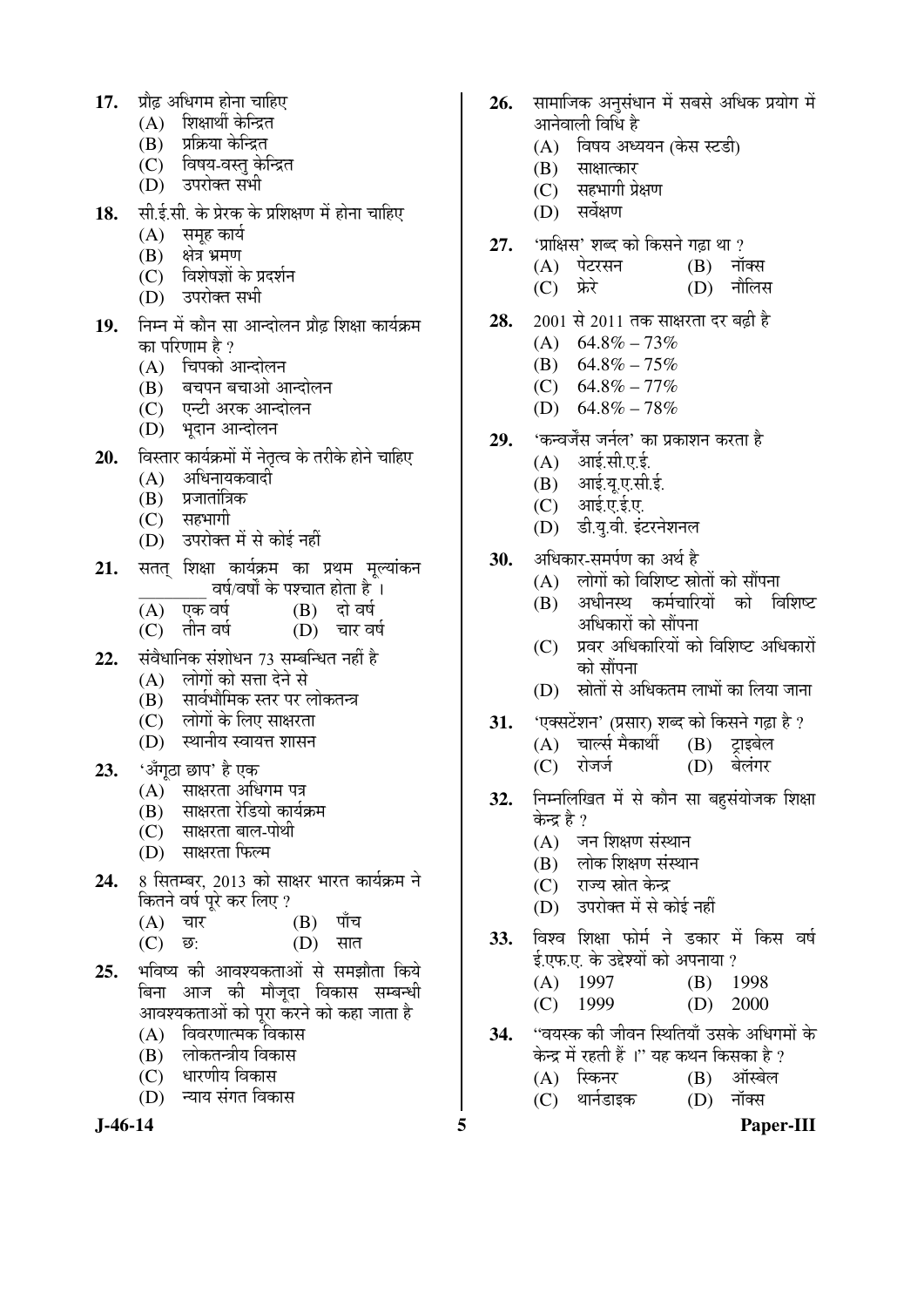17. प्रौढ़ अधिगम होना चाहिए
   (A) शिक्षार्थी केन्द्रित
   (B) प्रक्रिया केन्द्रित
   (C) विषय-वस्तु केन्द्रित
   (D) उपरोक्त सभी

18. सी.ई.सी. के प्रेरक के प्रशिक्षण में होना चाहिए
   (A) समूह कार्य
   (B) क्षेत्र भ्रमण
   (C) विशेषज्ञों के प्रदर्शन
   (D) उपरोक्त सभी

19. निम्न में कौन सा आन्दोलन प्रौढ़ शिक्षा कार्यक्रम का परिणाम है ?
   (A) चिपको आन्दोलन
   (B) बचपन बचाओ आन्दोलन
   (C) एन्टी अरक आन्दोलन
   (D) भूदान आन्दोलन

20. विस्तार कार्यक्रमों में नेतृत्व के तरीके होने चाहिए
   (A) अधिनायकवादी
   (B) प्रजातांत्रिक
   (C) सहभागी
   (D) उपरोक्त में से कोई नहीं

21. सतत् शिक्षा कार्यक्रम का प्रथम मूल्यांकन ________ वर्ष/वर्षों के पश्चात होता है ।
   (A) एक वर्ष (B) दो वर्ष
   (C) तीन वर्ष (D) चार वर्ष

22. संवैधानिक संशोधन 73 सम्बन्धित नहीं है
   (A) लोगों को सत्ता देने से
   (B) सार्वभौमिक स्तर पर लोकतन्त्र
   (C) लोगों के लिए साक्षरता
   (D) स्थानीय स्वायत्त शासन

23. 'अँगूठा छाप' है एक
   (A) साक्षरता अधिगम पत्र
   (B) साक्षरता रेडियो कार्यक्रम
   (C) साक्षरता बाल-पोथी
   (D) साक्षरता फिल्म

24. 8 सितम्बर, 2013 को साक्षर भारत कार्यक्रम ने कितने वर्ष पूरे कर लिए ?
   (A) चार (B) पाँच
   (C) छ: (D) सात

25. भविष्य की आवश्यकताओं से समझौता किये बिना आज की मौजूदा विकास सम्बन्धी आवश्यकताओं को पूरा करने को कहा जाता है
   (A) विवरणात्मक विकास
   (B) लोकतन्त्रीय विकास
   (C) धारणीय विकास
   (D) न्याय संगत विकास

26. सामाजिक अनुसंधान में सबसे अधिक प्रयोग में आनेवाली विधि है
   (A) विषय अध्ययन (केस स्टडी)
   (B) साक्षात्कार
   (C) सहभागी प्रेक्षण
   (D) सर्वेक्षण

27. 'प्राक्सिस' शब्द को किसने गढ़ा था ?
   (A) पेटरसन (B) नॉक्स
   (C) फ्रेरे (D) नौलिस

28. 2001 से 2011 तक साक्षरता दर बढ़ी है
   (A) 64.8% – 73%
   (B) 64.8% – 75%
   (C) 64.8% – 77%
   (D) 64.8% – 78%

29. 'कन्वर्जेंस जर्नल' का प्रकाशन करता है
   (A) आई.सी.ए.ई.
   (B) आई.यू.ए.सी.ई.
   (C) आई.ए.ई.ए.
   (D) डी.यु.वी. इंटरनेशनल

30. अधिकार-समर्पण का अर्थ है
   (A) लोगों को विशिष्ट स्रोतों को सौंपना
   (B) अधीनस्थ कर्मचारियों को विशिष्ट अधिकारों को सौंपना
   (C) प्रवर अधिकारियों को विशिष्ट अधिकारों को सौंपना
   (D) स्रोतों से अधिकतम लाभों का लिया जाना

31. 'एक्सटेंशन' (प्रसार) शब्द को किसने गढ़ा है ?
   (A) चार्ल्स मैकार्थी (B) ट्राइबेल
   (C) रोजर्ज (D) बेलंगर

32. निम्नलिखित में से कौन सा बहुसंयोजक शिक्षा केन्द्र है ?
   (A) जन शिक्षण संस्थान
   (B) लोक शिक्षण संस्थान
   (C) राज्य स्रोत केन्द्र
   (D) उपरोक्त में से कोई नहीं

33. विश्व शिक्षा फोर्म ने डकार में किस वर्ष ई.एफ.ए. के उद्देश्यों को अपनाया ?
   (A) 1997 (B) 1998
   (C) 1999 (D) 2000

34. "वयस्क की जीवन स्थितियाँ उसके अधिगमों के केन्द्र में रहती हैं ।" यह कथन किसका है ?
   (A) स्किनर (B) ऑस्बेल
   (C) थार्नडाइक (D) नॉक्स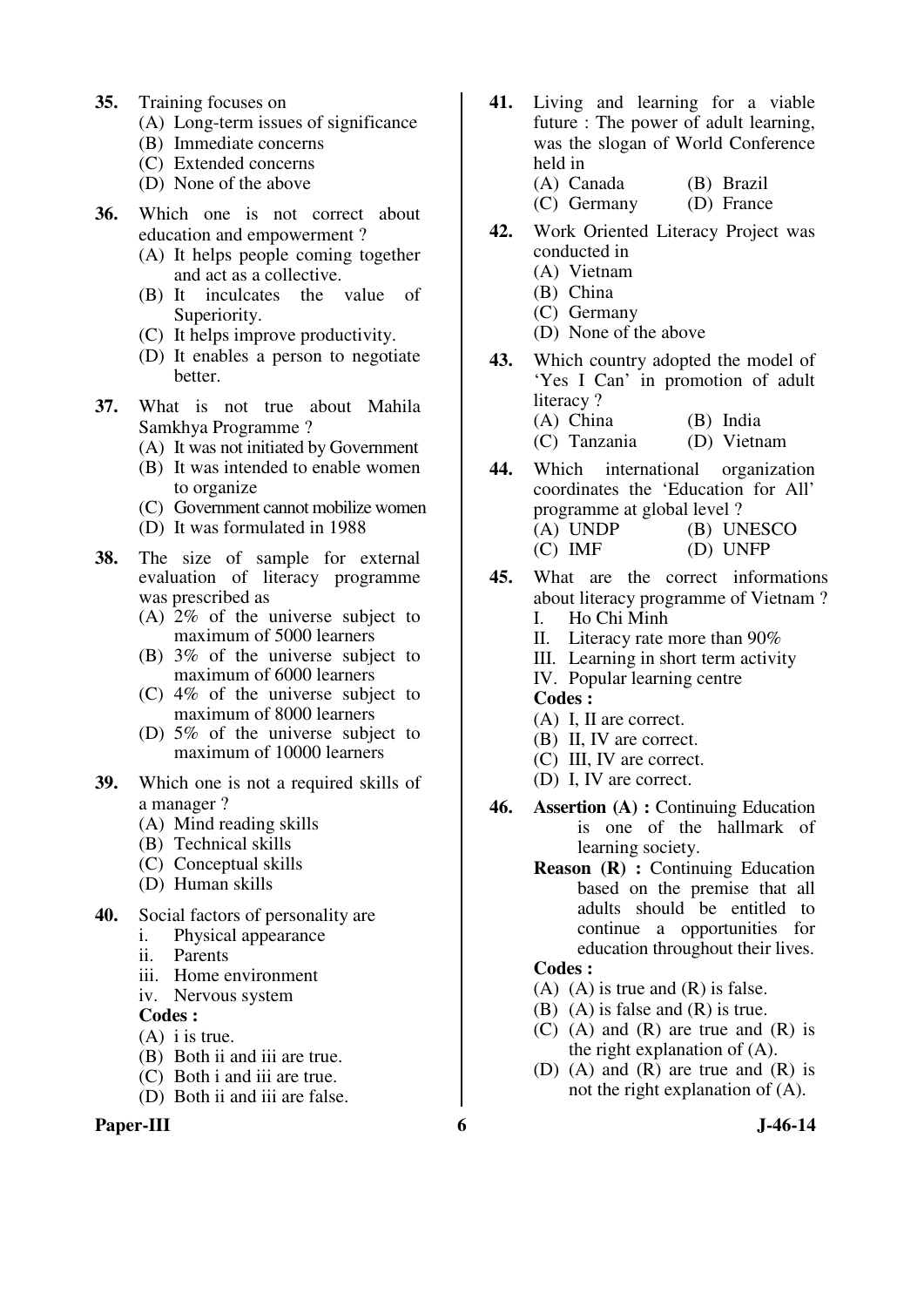**35.** Training focuses on

(A) Long-term issues of significance
(B) Immediate concerns
(C) Extended concerns
(D) None of the above

**36.** Which one is not correct about education and empowerment ?

(A) It helps people coming together and act as a collective.
(B) It inculcates the value of Superiority.
(C) It helps improve productivity.
(D) It enables a person to negotiate better.

**37.** What is not true about Mahila Samkhya Programme ?

(A) It was not initiated by Government
(B) It was intended to enable women to organize
(C) Government cannot mobilize women
(D) It was formulated in 1988

**38.** The size of sample for external evaluation of literacy programme was prescribed as

(A) 2% of the universe subject to maximum of 5000 learners
(B) 3% of the universe subject to maximum of 6000 learners
(C) 4% of the universe subject to maximum of 8000 learners
(D) 5% of the universe subject to maximum of 10000 learners

**39.** Which one is not a required skills of a manager ?

(A) Mind reading skills
(B) Technical skills
(C) Conceptual skills
(D) Human skills

**40.** Social factors of personality are

i. Physical appearance
ii. Parents
iii. Home environment
iv. Nervous system

**Codes :**

(A) i is true.
(B) Both ii and iii are true.
(C) Both i and iii are true.
(D) Both ii and iii are false.

**41.** Living and learning for a viable future : The power of adult learning, was the slogan of World Conference held in

(A) Canada
(B) Brazil
(C) Germany
(D) France

**42.** Work Oriented Literacy Project was conducted in

(A) Vietnam
(B) China
(C) Germany
(D) None of the above

**43.** Which country adopted the model of 'Yes I Can' in promotion of adult literacy ?

(A) China
(B) India
(C) Tanzania
(D) Vietnam

**44.** Which international organization coordinates the 'Education for All' programme at global level ?

(A) UNDP
(B) UNESCO
(C) IMF
(D) UNFP

**45.** What are the correct informations about literacy programme of Vietnam ?

I. Ho Chi Minh
II. Literacy rate more than 90%
III. Learning in short term activity
IV. Popular learning centre

**Codes :**

(A) I, II are correct.
(B) II, IV are correct.
(C) III, IV are correct.
(D) I, IV are correct.

**46.** **Assertion (A) :** Continuing Education is one of the hallmark of learning society.

**Reason (R) :** Continuing Education based on the premise that all adults should be entitled to continue a opportunities for education throughout their lives.

**Codes :**

(A) (A) is true and (R) is false.
(B) (A) is false and (R) is true.
(C) (A) and (R) are true and (R) is the right explanation of (A).
(D) (A) and (R) are true and (R) is not the right explanation of (A).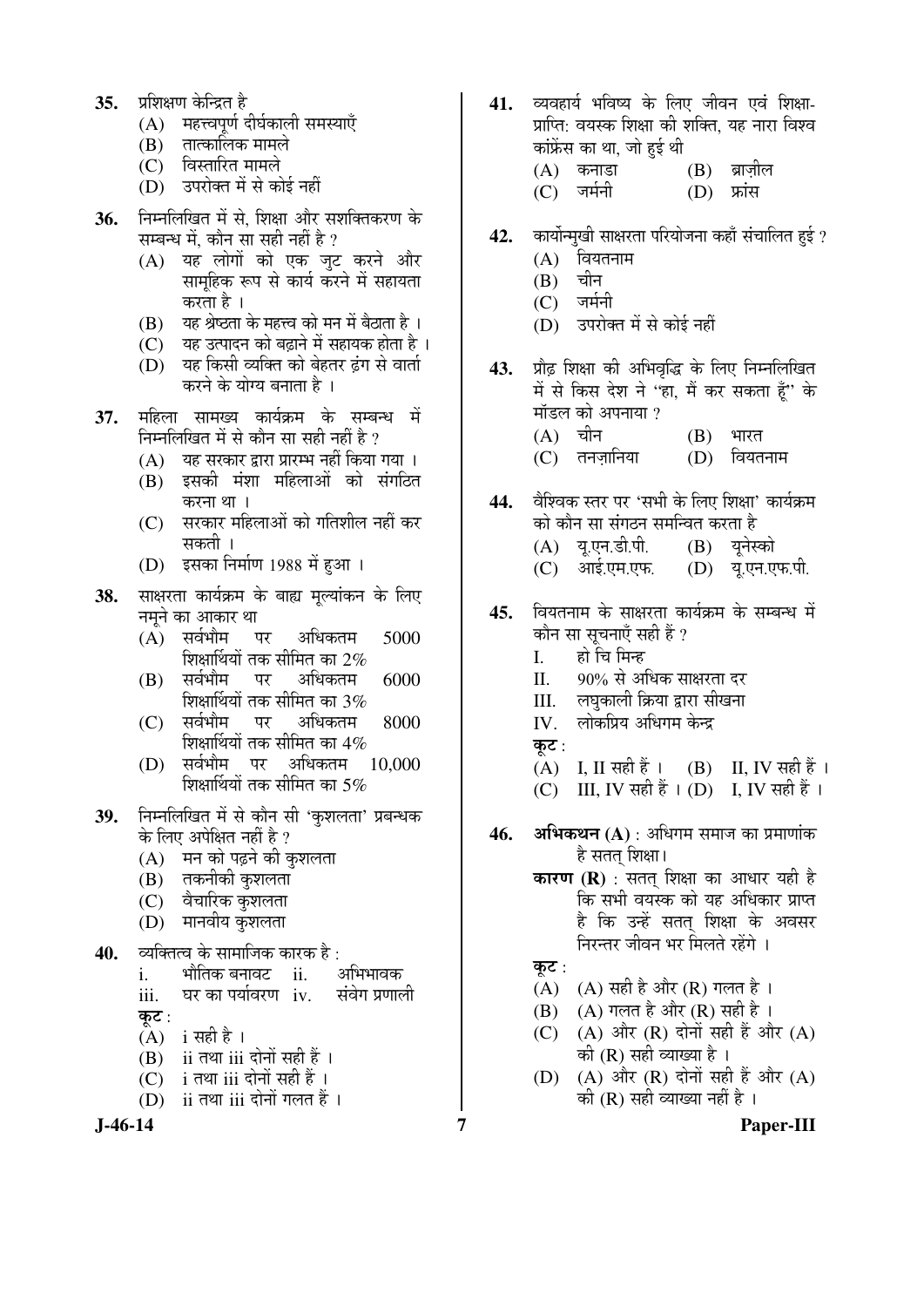**35.** प्रशिक्षण केन्द्रित है

(A) महत्त्वपूर्ण दीर्घकाली समस्याएँ

(B) तात्कालिक मामले

(C) विस्तारित मामले

(D) उपरोक्त में से कोई नहीं

**36.** निम्नलिखित में से, शिक्षा और सशक्तिकरण के सम्बन्ध में, कौन सा सही नहीं है ?

(A) यह लोगों को एक जुट करने और सामूहिक रूप से कार्य करने में सहायता करता है ।

(B) यह श्रेष्ठता के महत्त्व को मन में बैठाता है ।

(C) यह उत्पादन को बढ़ाने में सहायक होता है ।

(D) यह किसी व्यक्ति को बेहतर ढंग से वार्ता करने के योग्य बनाता है ।

**37.** महिला सामख्य कार्यक्रम के सम्बन्ध में निम्नलिखित में से कौन सा सही नहीं है ?

(A) यह सरकार द्वारा प्रारम्भ नहीं किया गया ।

(B) इसकी मंशा महिलाओं को संगठित करना था ।

(C) सरकार महिलाओं को गतिशील नहीं कर सकती ।

(D) इसका निर्माण 1988 में हुआ ।

**38.** साक्षरता कार्यक्रम के बाह्य मूल्यांकन के लिए नमूने का आकार था

(A) सर्वभौम पर अधिकतम 5000 शिक्षार्थियों तक सीमित का 2%

(B) सर्वभौम पर अधिकतम 6000 शिक्षार्थियों तक सीमित का 3%

(C) सर्वभौम पर अधिकतम 8000 शिक्षार्थियों तक सीमित का 4%

(D) सर्वभौम पर अधिकतम 10,000 शिक्षार्थियों तक सीमित का 5%

**39.** निम्नलिखित में से कौन सी 'कुशलता' प्रबन्धक के लिए अपेक्षित नहीं है ?

(A) मन को पढ़ने की कुशलता

(B) तकनीकी कुशलता

(C) वैचारिक कुशलता

(D) मानवीय कुशलता

**40.** व्यक्तित्व के सामाजिक कारक है :

i. भौतिक बनावट  ii. अभिभावक

iii. घर का पर्यावरण  iv. संवेग प्रणाली

**कूट** :

(A) i सही है ।

(B) ii तथा iii दोनों सही हैं ।

(C) i तथा iii दोनों सही हैं ।

(D) ii तथा iii दोनों गलत हैं ।

**41.** व्यवहार्य भविष्य के लिए जीवन एवं शिक्षा-प्राप्ति: वयस्क शिक्षा की शक्ति, यह नारा विश्व कांफ्रेंस का था, जो हुई थी

(A) कनाडा  (B) ब्राज़ील

(C) जर्मनी  (D) फ्रांस

**42.** कार्योन्मुखी साक्षरता परियोजना कहाँ संचालित हुई ?

(A) वियतनाम

(B) चीन

(C) जर्मनी

(D) उपरोक्त में से कोई नहीं

**43.** प्रौढ़ शिक्षा की अभिवृद्धि के लिए निम्नलिखित में से किस देश ने "हा, मैं कर सकता हूँ" के मॉडल को अपनाया ?

(A) चीन  (B) भारत

(C) तनज़ानिया  (D) वियतनाम

**44.** वैश्विक स्तर पर 'सभी के लिए शिक्षा' कार्यक्रम को कौन सा संगठन समन्वित करता है

(A) यू.एन.डी.पी.  (B) यूनेस्को

(C) आई.एम.एफ.  (D) यू.एन.एफ.पी.

**45.** वियतनाम के साक्षरता कार्यक्रम के सम्बन्ध में कौन सा सूचनाएँ सही हैं ?

I. हो चि मिन्ह

II. 90% से अधिक साक्षरता दर

III. लघुकाली क्रिया द्वारा सीखना

IV. लोकप्रिय अधिगम केन्द्र

**कूट** :

(A) I, II सही हैं ।  (B) II, IV सही हैं ।

(C) III, IV सही हैं ।  (D) I, IV सही हैं ।

**46.** **अभिकथन (A)** : अधिगम समाज का प्रमाणांक है सतत् शिक्षा।

**कारण (R)** : सतत् शिक्षा का आधार यही है कि सभी वयस्क को यह अधिकार प्राप्त है कि उन्हें सतत् शिक्षा के अवसर निरन्तर जीवन भर मिलते रहेंगे ।

**कूट** :

(A) (A) सही है और (R) गलत है ।

(B) (A) गलत है और (R) सही है ।

(C) (A) और (R) दोनों सही हैं और (A) की (R) सही व्याख्या है ।

(D) (A) और (R) दोनों सही हैं और (A) की (R) सही व्याख्या नहीं है ।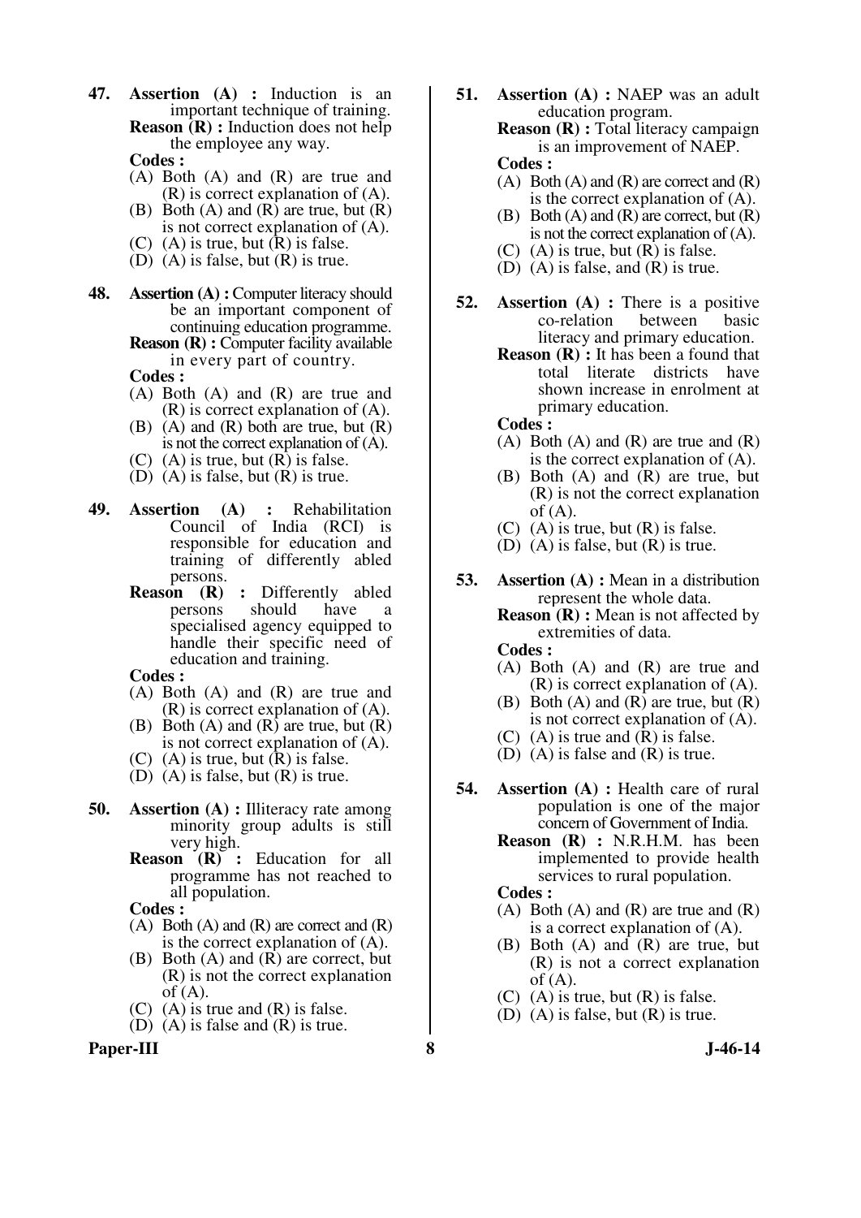**47. Assertion (A) :** Induction is an important technique of training.

**Reason (R) :** Induction does not help the employee any way.

**Codes :**

(A) Both (A) and (R) are true and (R) is correct explanation of (A).
(B) Both (A) and (R) are true, but (R) is not correct explanation of (A).
(C) (A) is true, but (R) is false.
(D) (A) is false, but (R) is true.

**48. Assertion (A) :** Computer literacy should be an important component of continuing education programme.

**Reason (R) :** Computer facility available in every part of country.

**Codes :**

(A) Both (A) and (R) are true and (R) is correct explanation of (A).
(B) (A) and (R) both are true, but (R) is not the correct explanation of (A).
(C) (A) is true, but (R) is false.
(D) (A) is false, but (R) is true.

**49. Assertion (A) :** Rehabilitation Council of India (RCI) is responsible for education and training of differently abled persons.

**Reason (R) :** Differently abled persons should have a specialised agency equipped to handle their specific need of education and training.

**Codes :**

(A) Both (A) and (R) are true and (R) is correct explanation of (A).
(B) Both (A) and (R) are true, but (R) is not correct explanation of (A).
(C) (A) is true, but (R) is false.
(D) (A) is false, but (R) is true.

**50. Assertion (A) :** Illiteracy rate among minority group adults is still very high.

**Reason (R) :** Education for all programme has not reached to all population.

**Codes :**

(A) Both (A) and (R) are correct and (R) is the correct explanation of (A).
(B) Both (A) and (R) are correct, but (R) is not the correct explanation of (A).
(C) (A) is true and (R) is false.
(D) (A) is false and (R) is true.

**51. Assertion (A) :** NAEP was an adult education program.

**Reason (R) :** Total literacy campaign is an improvement of NAEP.

**Codes :**

(A) Both (A) and (R) are correct and (R) is the correct explanation of (A).
(B) Both (A) and (R) are correct, but (R) is not the correct explanation of (A).
(C) (A) is true, but (R) is false.
(D) (A) is false, and (R) is true.

**52. Assertion (A) :** There is a positive co-relation between basic literacy and primary education.

**Reason (R) :** It has been a found that total literate districts have shown increase in enrolment at primary education.

**Codes :**

(A) Both (A) and (R) are true and (R) is the correct explanation of (A).
(B) Both (A) and (R) are true, but (R) is not the correct explanation of (A).
(C) (A) is true, but (R) is false.
(D) (A) is false, but (R) is true.

**53. Assertion (A) :** Mean in a distribution represent the whole data.

**Reason (R) :** Mean is not affected by extremities of data.

**Codes :**

(A) Both (A) and (R) are true and (R) is correct explanation of (A).
(B) Both (A) and (R) are true, but (R) is not correct explanation of (A).
(C) (A) is true and (R) is false.
(D) (A) is false and (R) is true.

**54. Assertion (A) :** Health care of rural population is one of the major concern of Government of India.

**Reason (R) :** N.R.H.M. has been implemented to provide health services to rural population.

**Codes :**

(A) Both (A) and (R) are true and (R) is a correct explanation of (A).
(B) Both (A) and (R) are true, but (R) is not a correct explanation of (A).
(C) (A) is true, but (R) is false.
(D) (A) is false, but (R) is true.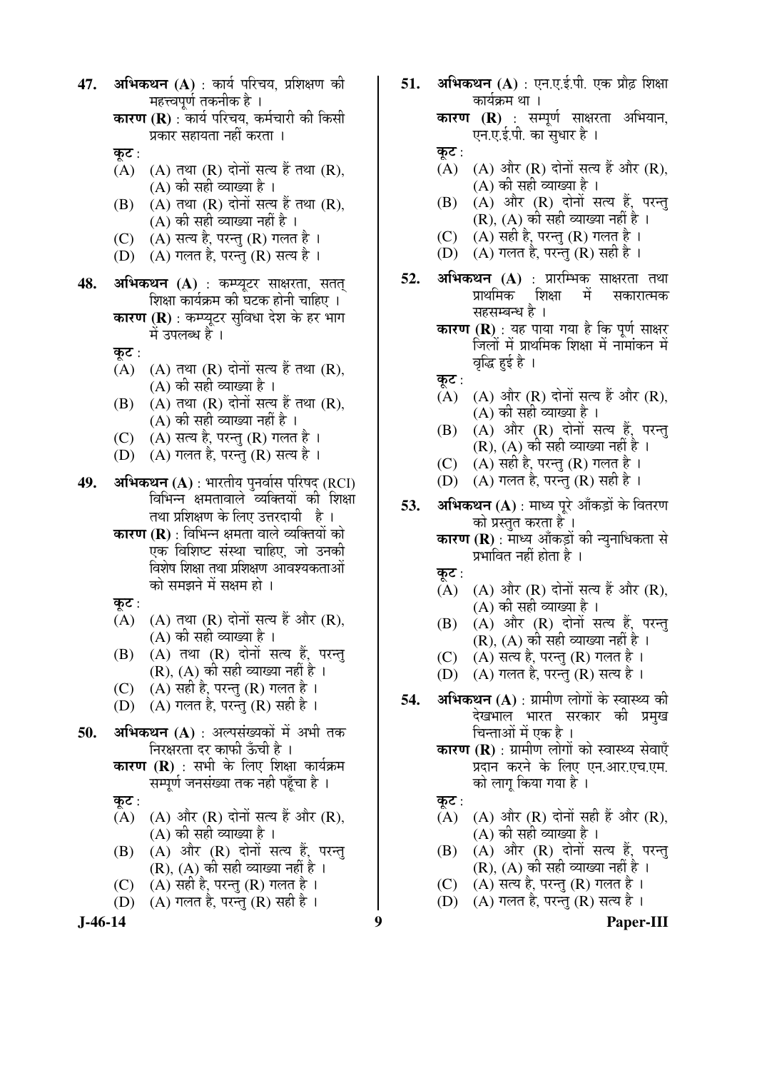47. **अभिकथन (A)** : कार्य परिचय, प्रशिक्षण की महत्त्वपूर्ण तकनीक है ।

**कारण (R)** : कार्य परिचय, कर्मचारी की किसी प्रकार सहायता नहीं करता ।

**कूट** :

(A) (A) तथा (R) दोनों सत्य हैं तथा (R), (A) की सही व्याख्या है ।

(B) (A) तथा (R) दोनों सत्य हैं तथा (R), (A) की सही व्याख्या नहीं है ।

(C) (A) सत्य है, परन्तु (R) गलत है ।

(D) (A) गलत है, परन्तु (R) सत्य है ।

48. **अभिकथन (A)** : कम्प्यूटर साक्षरता, सतत् शिक्षा कार्यक्रम की घटक होनी चाहिए ।

**कारण (R)** : कम्प्यूटर सुविधा देश के हर भाग में उपलब्ध है ।

**कूट** :

(A) (A) तथा (R) दोनों सत्य हैं तथा (R), (A) की सही व्याख्या है ।

(B) (A) तथा (R) दोनों सत्य हैं तथा (R), (A) की सही व्याख्या नहीं है ।

(C) (A) सत्य है, परन्तु (R) गलत है ।

(D) (A) गलत है, परन्तु (R) सत्य है ।

49. **अभिकथन (A)** : भारतीय पुनर्वास परिषद (RCI) विभिन्न क्षमतावाले व्यक्तियों की शिक्षा तथा प्रशिक्षण के लिए उत्तरदायी है ।

**कारण (R)** : विभिन्न क्षमता वाले व्यक्तियों को एक विशिष्ट संस्था चाहिए, जो उनकी विशेष शिक्षा तथा प्रशिक्षण आवश्यकताओं को समझने में सक्षम हो ।

**कूट** :

(A) (A) तथा (R) दोनों सत्य हैं और (R), (A) की सही व्याख्या है ।

(B) (A) तथा (R) दोनों सत्य हैं, परन्तु (R), (A) की सही व्याख्या नहीं है ।

(C) (A) सही है, परन्तु (R) गलत है ।

(D) (A) गलत है, परन्तु (R) सही है ।

50. **अभिकथन (A)** : अल्पसंख्यकों में अभी तक निरक्षरता दर काफी ऊँची है ।

**कारण (R)** : सभी के लिए शिक्षा कार्यक्रम सम्पूर्ण जनसंख्या तक नही पहूँचा है ।

**कूट** :

(A) (A) और (R) दोनों सत्य हैं और (R), (A) की सही व्याख्या है ।

(B) (A) और (R) दोनों सत्य हैं, परन्तु (R), (A) की सही व्याख्या नहीं है ।

(C) (A) सही है, परन्तु (R) गलत है ।

(D) (A) गलत है, परन्तु (R) सही है ।

51. **अभिकथन (A)** : एन.ए.ई.पी. एक प्रौढ़ शिक्षा कार्यक्रम था ।

**कारण (R)** : सम्पूर्ण साक्षरता अभियान, एन.ए.ई.पी. का सुधार है ।

**कूट** :

(A) (A) और (R) दोनों सत्य हैं और (R), (A) की सही व्याख्या है ।

(B) (A) और (R) दोनों सत्य हैं, परन्तु (R), (A) की सही व्याख्या नहीं है ।

(C) (A) सही है, परन्तु (R) गलत है ।

(D) (A) गलत है, परन्तु (R) सही है ।

52. **अभिकथन (A)** : प्रारम्भिक साक्षरता तथा प्राथमिक शिक्षा में सकारात्मक सहसम्बन्ध है ।

**कारण (R)** : यह पाया गया है कि पूर्ण साक्षर जिलों में प्राथमिक शिक्षा में नामांकन में वृद्धि हुई है ।

**कूट** :

(A) (A) और (R) दोनों सत्य हैं और (R), (A) की सही व्याख्या है ।

(B) (A) और (R) दोनों सत्य हैं, परन्तु (R), (A) की सही व्याख्या नहीं है ।

(C) (A) सही है, परन्तु (R) गलत है ।

(D) (A) गलत है, परन्तु (R) सही है ।

53. **अभिकथन (A)** : माध्य पूरे आँकड़ों के वितरण को प्रस्तुत करता है ।

**कारण (R)** : माध्य आँकड़ों की न्युनाधिकता से प्रभावित नहीं होता है ।

**कूट** :

(A) (A) और (R) दोनों सत्य हैं और (R), (A) की सही व्याख्या है ।

(B) (A) और (R) दोनों सत्य हैं, परन्तु (R), (A) की सही व्याख्या नहीं है ।

(C) (A) सत्य है, परन्तु (R) गलत है ।

(D) (A) गलत है, परन्तु (R) सत्य है ।

54. **अभिकथन (A)** : ग्रामीण लोगों के स्वास्थ्य की देखभाल भारत सरकार की प्रमुख चिन्ताओं में एक है ।

**कारण (R)** : ग्रामीण लोगों को स्वास्थ्य सेवाएँ प्रदान करने के लिए एन.आर.एच.एम. को लागू किया गया है ।

**कूट** :

(A) (A) और (R) दोनों सही हैं और (R), (A) की सही व्याख्या है ।

(B) (A) और (R) दोनों सत्य हैं, परन्तु (R), (A) की सही व्याख्या नहीं है ।

(C) (A) सत्य है, परन्तु (R) गलत है ।

(D) (A) गलत है, परन्तु (R) सत्य है ।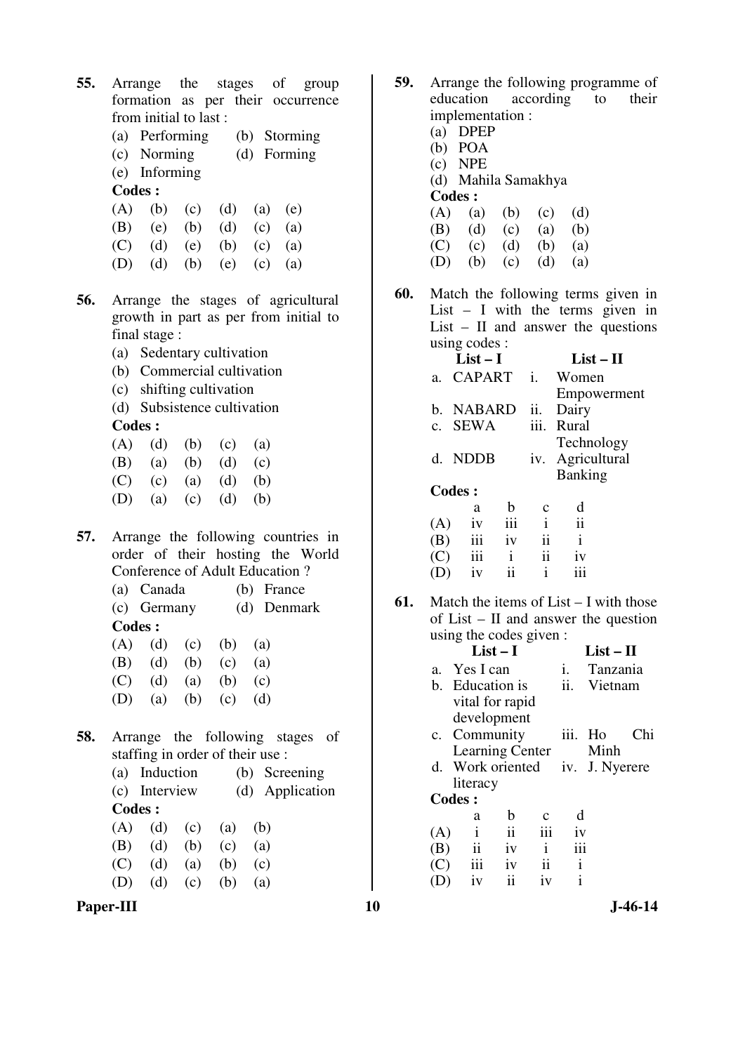**55.** Arrange the stages of group formation as per their occurrence from initial to last :

(a) Performing (b) Storming
(c) Norming (d) Forming
(e) Informing

**Codes :**

(A) (b) (c) (d) (a) (e)
(B) (e) (b) (d) (c) (a)
(C) (d) (e) (b) (c) (a)
(D) (d) (b) (e) (c) (a)

**56.** Arrange the stages of agricultural growth in part as per from initial to final stage :

(a) Sedentary cultivation
(b) Commercial cultivation
(c) shifting cultivation
(d) Subsistence cultivation

**Codes :**

(A) (d) (b) (c) (a)
(B) (a) (b) (d) (c)
(C) (c) (a) (d) (b)
(D) (a) (c) (d) (b)

**57.** Arrange the following countries in order of their hosting the World Conference of Adult Education ?

(a) Canada (b) France
(c) Germany (d) Denmark

**Codes :**

(A) (d) (c) (b) (a)
(B) (d) (b) (c) (a)
(C) (d) (a) (b) (c)
(D) (a) (b) (c) (d)

**58.** Arrange the following stages of staffing in order of their use :

(a) Induction (b) Screening
(c) Interview (d) Application

**Codes :**

(A) (d) (c) (a) (b)
(B) (d) (b) (c) (a)
(C) (d) (a) (b) (c)
(D) (d) (c) (b) (a)

**59.** Arrange the following programme of education according to their implementation :

(a) DPEP
(b) POA
(c) NPE
(d) Mahila Samakhya

**Codes :**

(A) (a) (b) (c) (d)
(B) (d) (c) (a) (b)
(C) (c) (d) (b) (a)
(D) (b) (c) (d) (a)

**60.** Match the following terms given in List – I with the terms given in List – II and answer the questions using codes :

| | List – I | | List – II |
|---|---|---|---|
| a. | CAPART | i. | Women Empowerment |
| b. | NABARD | ii. | Dairy |
| c. | SEWA | iii. | Rural Technology |
| d. | NDDB | iv. | Agricultural Banking |

**Codes :**

| | a | b | c | d |
|---|---|---|---|---|
| (A) | iv | iii | i | ii |
| (B) | iii | iv | ii | i |
| (C) | iii | i | ii | iv |
| (D) | iv | ii | i | iii |

**61.** Match the items of List – I with those of List – II and answer the question using the codes given :

| | List – I | | List – II |
|---|---|---|---|
| a. | Yes I can | i. | Tanzania |
| b. | Education is vital for rapid development | ii. | Vietnam |
| c. | Community Learning Center | iii. | Ho Chi Minh |
| d. | Work oriented literacy | iv. | J. Nyerere |

**Codes :**

| | a | b | c | d |
|---|---|---|---|---|
| (A) | i | ii | iii | iv |
| (B) | ii | iv | i | iii |
| (C) | iii | iv | ii | i |
| (D) | iv | ii | iv | i |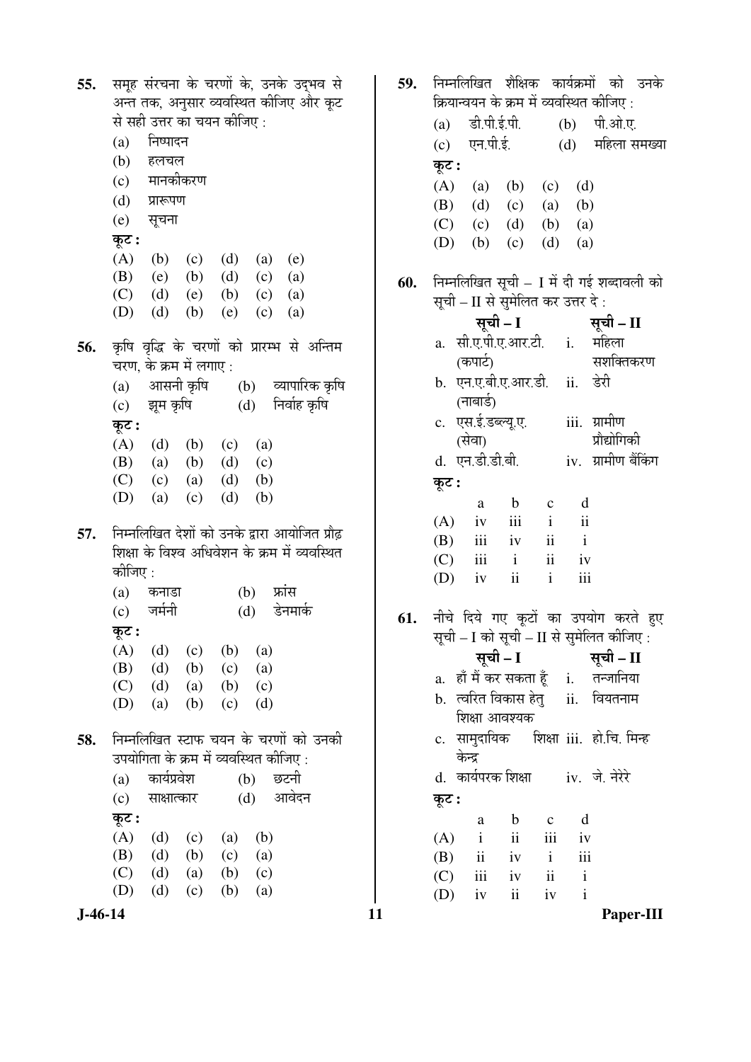55. समूह संरचना के चरणों के, उनके उद्भव से अन्त तक, अनुसार व्यवस्थित कीजिए और कूट से सही उत्तर का चयन कीजिए :

(a) निष्पादन
(b) हलचल
(c) मानकीकरण
(d) प्रारूपण
(e) सूचना

कूट :

(A) (b) (c) (d) (a) (e)
(B) (e) (b) (d) (c) (a)
(C) (d) (e) (b) (c) (a)
(D) (d) (b) (e) (c) (a)

56. कृषि वृद्धि के चरणों को प्रारम्भ से अन्तिम चरण, के क्रम में लगाए :

(a) आसनी कृषि (b) व्यापारिक कृषि
(c) झूम कृषि (d) निर्वाह कृषि

कूट :

(A) (d) (b) (c) (a)
(B) (a) (b) (d) (c)
(C) (c) (a) (d) (b)
(D) (a) (c) (d) (b)

57. निम्नलिखित देशों को उनके द्वारा आयोजित प्रौढ़ शिक्षा के विश्व अधिवेशन के क्रम में व्यवस्थित कीजिए :

(a) कनाडा (b) फ्रांस
(c) जर्मनी (d) डेनमार्क

कूट :

(A) (d) (c) (b) (a)
(B) (d) (b) (c) (a)
(C) (d) (a) (b) (c)
(D) (a) (b) (c) (d)

58. निम्नलिखित स्टाफ चयन के चरणों को उनकी उपयोगिता के क्रम में व्यवस्थित कीजिए :

(a) कार्यप्रवेश (b) छटनी
(c) साक्षात्कार (d) आवेदन

कूट :

(A) (d) (c) (a) (b)
(B) (d) (b) (c) (a)
(C) (d) (a) (b) (c)
(D) (d) (c) (b) (a)

59. निम्नलिखित शैक्षिक कार्यक्रमों को उनके क्रियान्वयन के क्रम में व्यवस्थित कीजिए :

(a) डी.पी.ई.पी. (b) पी.ओ.ए.
(c) एन.पी.ई. (d) महिला समख्या

कूट :

(A) (a) (b) (c) (d)
(B) (d) (c) (a) (b)
(C) (c) (d) (b) (a)
(D) (b) (c) (d) (a)

60. निम्नलिखित सूची – I में दी गई शब्दावली को सूची – II से सुमेलित कर उत्तर दे :

| सूची – I | सूची – II |
|---|---|
| a. सी.ए.पी.ए.आर.टी. (कपार्ट) | i. महिला सशक्तिकरण |
| b. एन.ए.बी.ए.आर.डी. (नाबार्ड) | ii. डेरी |
| c. एस.ई.डब्ल्यू.ए. (सेवा) | iii. ग्रामीण प्रौद्योगिकी |
| d. एन.डी.डी.बी. | iv. ग्रामीण बैंकिंग |

कूट :

| | a | b | c | d |
|---|---|---|---|---|
| (A) | iv | iii | i | ii |
| (B) | iii | iv | ii | i |
| (C) | iii | i | ii | iv |
| (D) | iv | ii | i | iii |

61. नीचे दिये गए कूटों का उपयोग करते हुए सूची – I को सूची – II से सुमेलित कीजिए :

| सूची – I | सूची – II |
|---|---|
| a. हाँ मैं कर सकता हूँ | i. तन्जानिया |
| b. त्वरित विकास हेतु शिक्षा आवश्यक | ii. वियतनाम |
| c. सामुदायिक शिक्षा केन्द्र | iii. हो.चि. मिन्ह |
| d. कार्यपरक शिक्षा | iv. जे. नेरेरे |

कूट :

| | a | b | c | d |
|---|---|---|---|---|
| (A) | i | ii | iii | iv |
| (B) | ii | iv | i | iii |
| (C) | iii | iv | ii | i |
| (D) | iv | ii | iv | i |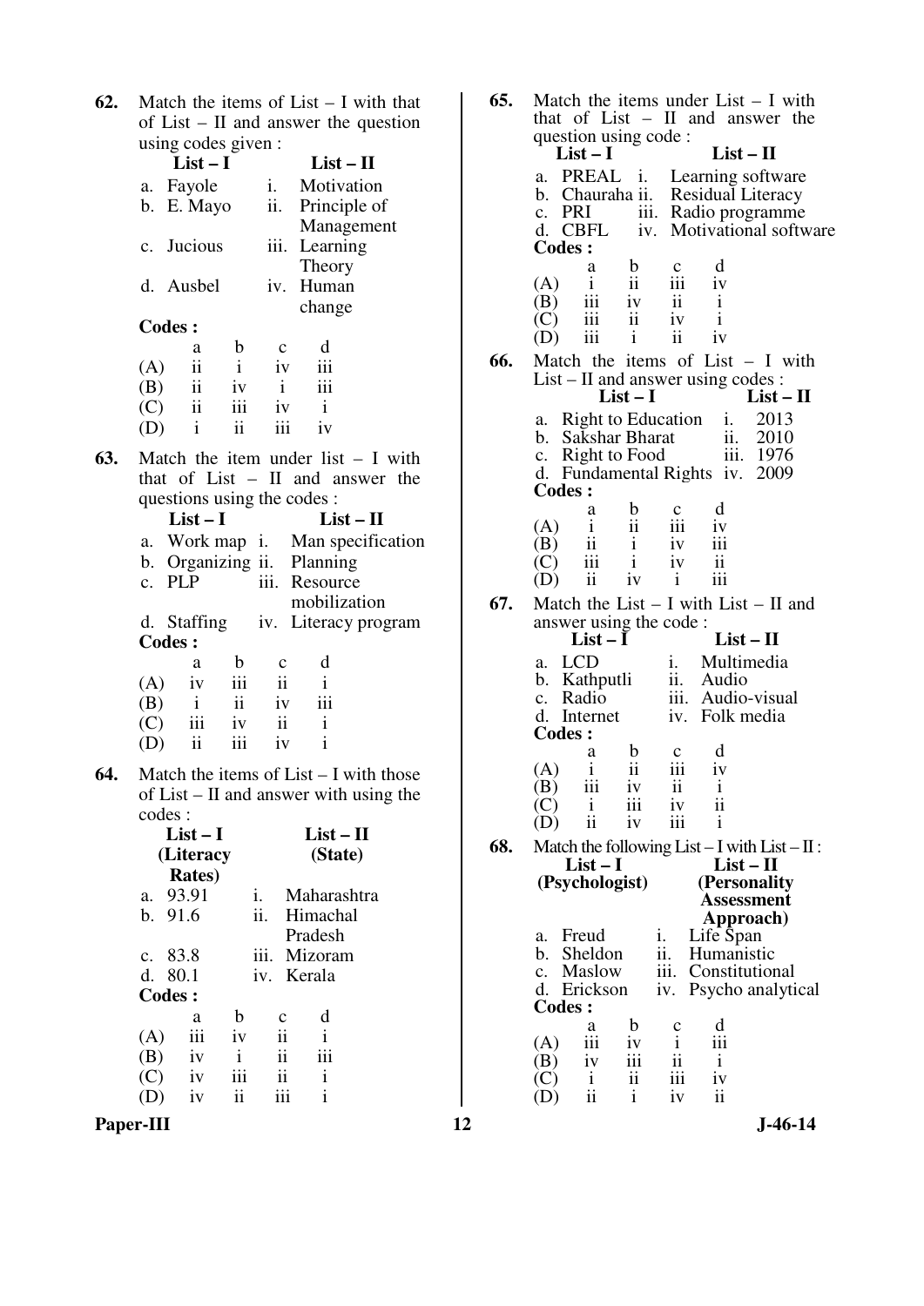**62.** Match the items of List – I with that of List – II and answer the question using codes given :

| List – I | List – II |
|---|---|
| a. Fayole | i. Motivation |
| b. E. Mayo | ii. Principle of Management |
| c. Jucious | iii. Learning Theory |
| d. Ausbel | iv. Human change |

**Codes :**

| | a | b | c | d |
|---|---|---|---|---|
| (A) | ii | i | iv | iii |
| (B) | ii | iv | i | iii |
| (C) | ii | iii | iv | i |
| (D) | i | ii | iii | iv |

**63.** Match the item under list – I with that of List – II and answer the questions using the codes :

| List – I | List – II |
|---|---|
| a. Work map | i. Man specification |
| b. Organizing | ii. Planning |
| c. PLP | iii. Resource mobilization |
| d. Staffing | iv. Literacy program |

**Codes :**

| | a | b | c | d |
|---|---|---|---|---|
| (A) | iv | iii | ii | i |
| (B) | i | ii | iv | iii |
| (C) | iii | iv | ii | i |
| (D) | ii | iii | iv | i |

**64.** Match the items of List – I with those of List – II and answer with using the codes :

| List – I (Literacy Rates) | List – II (State) |
|---|---|
| a. 93.91 | i. Maharashtra |
| b. 91.6 | ii. Himachal Pradesh |
| c. 83.8 | iii. Mizoram |
| d. 80.1 | iv. Kerala |

**Codes :**

| | a | b | c | d |
|---|---|---|---|---|
| (A) | iii | iv | ii | i |
| (B) | iv | i | ii | iii |
| (C) | iv | iii | ii | i |
| (D) | iv | ii | iii | i |

**65.** Match the items under List – I with that of List – II and answer the question using code :

| List – I | List – II |
|---|---|
| a. PREAL | i. Learning software |
| b. Chauraha | ii. Residual Literacy |
| c. PRI | iii. Radio programme |
| d. CBFL | iv. Motivational software |

**Codes :**

| | a | b | c | d |
|---|---|---|---|---|
| (A) | i | ii | iii | iv |
| (B) | iii | iv | ii | i |
| (C) | iii | ii | iv | i |
| (D) | iii | i | ii | iv |

**66.** Match the items of List – I with List – II and answer using codes :

| List – I | List – II |
|---|---|
| a. Right to Education | i. 2013 |
| b. Sakshar Bharat | ii. 2010 |
| c. Right to Food | iii. 1976 |
| d. Fundamental Rights | iv. 2009 |

**Codes :**

| | a | b | c | d |
|---|---|---|---|---|
| (A) | i | ii | iii | iv |
| (B) | ii | i | iv | iii |
| (C) | iii | i | iv | ii |
| (D) | ii | iv | i | iii |

**67.** Match the List – I with List – II and answer using the code :

| List – I | List – II |
|---|---|
| a. LCD | i. Multimedia |
| b. Kathputli | ii. Audio |
| c. Radio | iii. Audio-visual |
| d. Internet | iv. Folk media |

**Codes :**

| | a | b | c | d |
|---|---|---|---|---|
| (A) | i | ii | iii | iv |
| (B) | iii | iv | ii | i |
| (C) | i | iii | iv | ii |
| (D) | ii | iv | iii | i |

**68.** Match the following List – I with List – II :

| List – I (Psychologist) | List – II (Personality Assessment Approach) |
|---|---|
| a. Freud | i. Life Span |
| b. Sheldon | ii. Humanistic |
| c. Maslow | iii. Constitutional |
| d. Erickson | iv. Psycho analytical |

**Codes :**

| | a | b | c | d |
|---|---|---|---|---|
| (A) | iii | iv | i | iii |
| (B) | iv | iii | ii | i |
| (C) | i | ii | iii | iv |
| (D) | ii | i | iv | ii |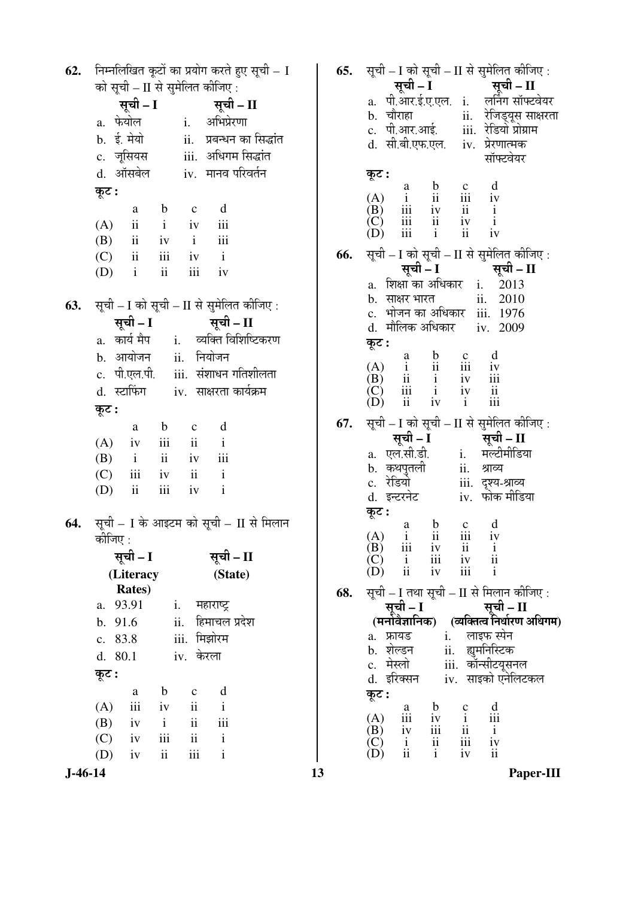**62.** निम्नलिखित कूटों का प्रयोग करते हुए सूची – I को सूची – II से सुमेलित कीजिए :

| सूची – I | सूची – II |
|---|---|
| a. फेयोल | i. अभिप्रेरणा |
| b. ई. मेयो | ii. प्रबन्धन का सिद्धांत |
| c. जूसियस | iii. अधिगम सिद्धांत |
| d. ऑसबेल | iv. मानव परिवर्तन |

**कूट :**

| | a | b | c | d |
|---|---|---|---|---|
| (A) | ii | i | iv | iii |
| (B) | ii | iv | i | iii |
| (C) | ii | iii | iv | i |
| (D) | i | ii | iii | iv |

**63.** सूची – I को सूची – II से सुमेलित कीजिए :

| सूची – I | सूची – II |
|---|---|
| a. कार्य मैप | i. व्यक्ति विशिष्टिकरण |
| b. आयोजन | ii. नियोजन |
| c. पी.एल.पी. | iii. संशाधन गतिशीलता |
| d. स्टाफिंग | iv. साक्षरता कार्यक्रम |

**कूट :**

| | a | b | c | d |
|---|---|---|---|---|
| (A) | iv | iii | ii | i |
| (B) | i | ii | iv | iii |
| (C) | iii | iv | ii | i |
| (D) | ii | iii | iv | i |

**64.** सूची – I के आइटम को सूची – II से मिलान कीजिए :

| सूची – I (Literacy Rates) | सूची – II (State) |
|---|---|
| a. 93.91 | i. महाराष्ट्र |
| b. 91.6 | ii. हिमाचल प्रदेश |
| c. 83.8 | iii. मिझोरम |
| d. 80.1 | iv. केरला |

**कूट :**

| | a | b | c | d |
|---|---|---|---|---|
| (A) | iii | iv | ii | i |
| (B) | iv | i | ii | iii |
| (C) | iv | iii | ii | i |
| (D) | iv | ii | iii | i |

**65.** सूची – I को सूची – II से सुमेलित कीजिए :

| सूची – I | सूची – II |
|---|---|
| a. पी.आर.ई.ए.एल. | i. लर्निंग सॉफ्टवेयर |
| b. चौराहा | ii. रेजिड्यूस साक्षरता |
| c. पी.आर.आई. | iii. रेडियो प्रोग्राम |
| d. सी.बी.एफ.एल. | iv. प्रेरणात्मक सॉफ्टवेयर |

**कूट :**

| | a | b | c | d |
|---|---|---|---|---|
| (A) | i | ii | iii | iv |
| (B) | iii | iv | ii | i |
| (C) | iii | ii | iv | i |
| (D) | iii | i | ii | iv |

**66.** सूची – I को सूची – II से सुमेलित कीजिए :

| सूची – I | सूची – II |
|---|---|
| a. शिक्षा का अधिकार | i. 2013 |
| b. साक्षर भारत | ii. 2010 |
| c. भोजन का अधिकार | iii. 1976 |
| d. मौलिक अधिकार | iv. 2009 |

**कूट :**

| | a | b | c | d |
|---|---|---|---|---|
| (A) | i | ii | iii | iv |
| (B) | ii | i | iv | iii |
| (C) | iii | i | iv | ii |
| (D) | ii | iv | i | iii |

**67.** सूची – I को सूची – II से सुमेलित कीजिए :

| सूची – I | सूची – II |
|---|---|
| a. एल.सी.डी. | i. मल्टीमीडिया |
| b. कथपुतली | ii. श्राव्य |
| c. रेडियो | iii. दृश्य-श्राव्य |
| d. इन्टरनेट | iv. फोक मीडिया |

**कूट :**

| | a | b | c | d |
|---|---|---|---|---|
| (A) | i | ii | iii | iv |
| (B) | iii | iv | ii | i |
| (C) | i | iii | iv | ii |
| (D) | ii | iv | iii | i |

**68.** सूची – I तथा सूची – II से मिलान कीजिए :

| सूची – I (मनोवैज्ञानिक) | सूची – II (व्यक्तित्व निर्धारण अधिगम) |
|---|---|
| a. फ्रायड | i. लाइफ स्पेन |
| b. शेल्डन | ii. ह्युमनिस्टिक |
| c. मेस्लो | iii. कॉन्सीटयूसनल |
| d. इरिक्सन | iv. साइको एनेलिटकल |

**कूट :**

| | a | b | c | d |
|---|---|---|---|---|
| (A) | iii | iv | i | iii |
| (B) | iv | iii | ii | i |
| (C) | i | ii | iii | iv |
| (D) | ii | i | iv | ii |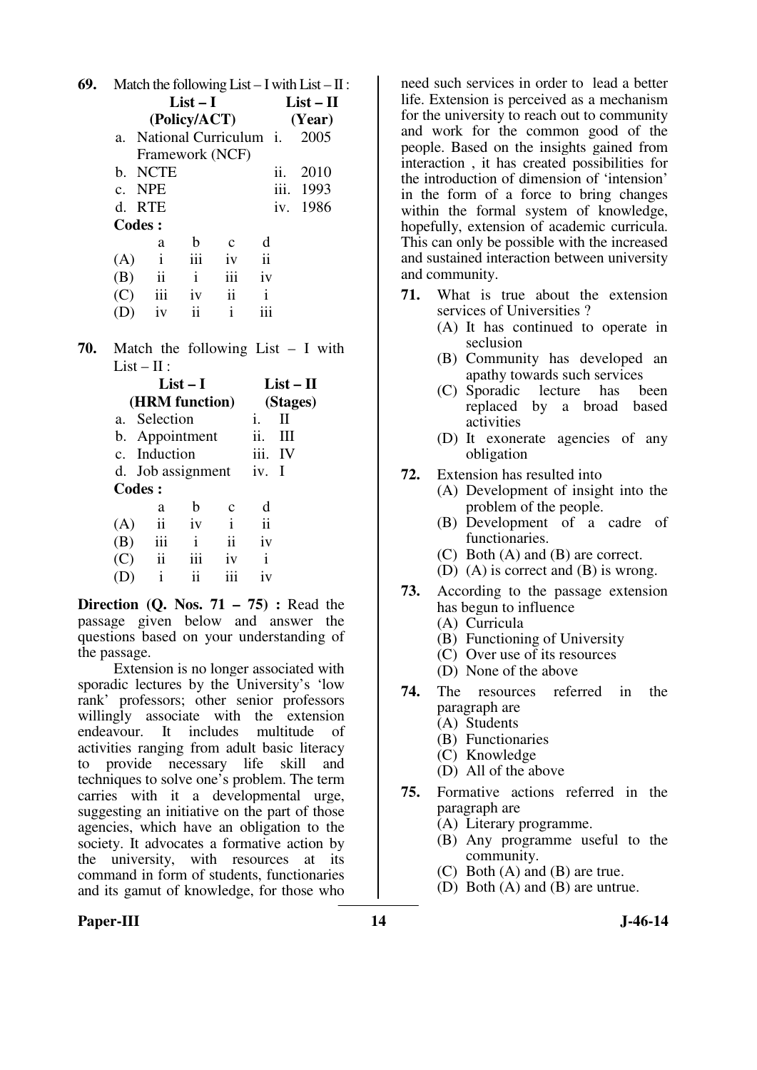**69.** Match the following List – I with List – II :

| | List – I (Policy/ACT) | | List – II (Year) |
|---|---|---|---|
| a. | National Curriculum Framework (NCF) | i. | 2005 |
| b. | NCTE | ii. | 2010 |
| c. | NPE | iii. | 1993 |
| d. | RTE | iv. | 1986 |

**Codes :**

| | a | b | c | d |
|---|---|---|---|---|
| (A) | i | iii | iv | ii |
| (B) | ii | i | iii | iv |
| (C) | iii | iv | ii | i |
| (D) | iv | ii | i | iii |

**70.** Match the following List – I with List – II :

| | List – I (HRM function) | | List – II (Stages) |
|---|---|---|---|
| a. | Selection | i. | II |
| b. | Appointment | ii. | III |
| c. | Induction | iii. | IV |
| d. | Job assignment | iv. | I |

**Codes :**

| | a | b | c | d |
|---|---|---|---|---|
| (A) | ii | iv | i | ii |
| (B) | iii | i | ii | iv |
| (C) | ii | iii | iv | i |
| (D) | i | ii | iii | iv |

**Direction (Q. Nos. 71 – 75) :** Read the passage given below and answer the questions based on your understanding of the passage.

Extension is no longer associated with sporadic lectures by the University's 'low rank' professors; other senior professors willingly associate with the extension endeavour. It includes multitude of activities ranging from adult basic literacy to provide necessary life skill and techniques to solve one's problem. The term carries with it a developmental urge, suggesting an initiative on the part of those agencies, which have an obligation to the society. It advocates a formative action by the university, with resources at its command in form of students, functionaries and its gamut of knowledge, for those who need such services in order to lead a better life. Extension is perceived as a mechanism for the university to reach out to community and work for the common good of the people. Based on the insights gained from interaction , it has created possibilities for the introduction of dimension of 'intension' in the form of a force to bring changes within the formal system of knowledge, hopefully, extension of academic curricula. This can only be possible with the increased and sustained interaction between university and community.

**71.** What is true about the extension services of Universities ?

(A) It has continued to operate in seclusion
(B) Community has developed an apathy towards such services
(C) Sporadic lecture has been replaced by a broad based activities
(D) It exonerate agencies of any obligation

**72.** Extension has resulted into

(A) Development of insight into the problem of the people.
(B) Development of a cadre of functionaries.
(C) Both (A) and (B) are correct.
(D) (A) is correct and (B) is wrong.

**73.** According to the passage extension has begun to influence

(A) Curricula
(B) Functioning of University
(C) Over use of its resources
(D) None of the above

**74.** The resources referred in the paragraph are

(A) Students
(B) Functionaries
(C) Knowledge
(D) All of the above

**75.** Formative actions referred in the paragraph are

(A) Literary programme.
(B) Any programme useful to the community.
(C) Both (A) and (B) are true.
(D) Both (A) and (B) are untrue.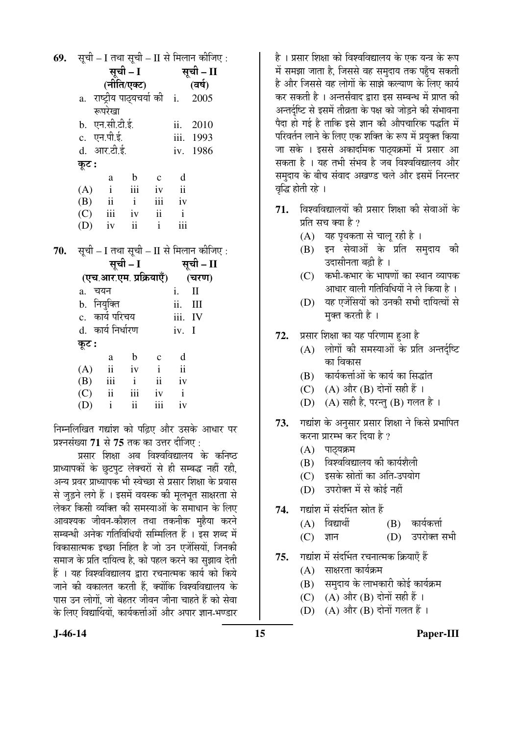**69.** सूची – I तथा सूची – II से मिलान कीजिए :

| सूची – I (नीति/एक्ट) | सूची – II (वर्ष) |
|---|---|
| a. राष्ट्रीय पाठ्यचर्या की रूपरेखा | i. 2005 |
| b. एन.सी.टी.ई. | ii. 2010 |
| c. एन.पी.ई. | iii. 1993 |
| d. आर.टी.ई. | iv. 1986 |

**कूट :**

| | a | b | c | d |
|---|---|---|---|---|
| (A) | i | iii | iv | ii |
| (B) | ii | i | iii | iv |
| (C) | iii | iv | ii | i |
| (D) | iv | ii | i | iii |

**70.** सूची – I तथा सूची – II से मिलान कीजिए :

| सूची – I (एच.आर.एम. प्रक्रियाएँ) | सूची – II (चरण) |
|---|---|
| a. चयन | i. II |
| b. नियुक्ति | ii. III |
| c. कार्य परिचय | iii. IV |
| d. कार्य निर्धारण | iv. I |

**कूट :**

| | a | b | c | d |
|---|---|---|---|---|
| (A) | ii | iv | i | ii |
| (B) | iii | i | ii | iv |
| (C) | ii | iii | iv | i |
| (D) | i | ii | iii | iv |

निम्नलिखित गद्यांश को पढ़िए और उसके आधार पर प्रश्नसंख्या **71** से **75** तक का उत्तर दीजिए :

प्रसार शिक्षा अब विश्वविद्यालय के कनिष्ठ प्राध्यापकों के छुटपुट लेक्चरों से ही सम्बद्ध नहीं रही, अन्य प्रवर प्राध्यापक भी स्वेच्छा से प्रसार शिक्षा के प्रयास से जुड़ने लगे हैं । इसमें वयस्क की मूलभूत साक्षरता से लेकर किसी व्यक्ति की समस्याओं के समाधान के लिए आवश्यक जीवन-कौशल तथा तकनीक मुहैया करने सम्बन्धी अनेक गतिविधियाँ सम्मिलित हैं । इस शब्द में विकासात्मक इच्छा निहित है जो उन एजेंसियों, जिनकी समाज के प्रति दायित्व है, को पहल करने का सुझाव देती हैं । यह विश्वविद्यालय द्वारा रचनात्मक कार्य को किये जाने की वकालत करती हैं, क्योंकि विश्वविद्यालय के पास उन लोगों, जो बेहतर जीवन जीना चाहते हैं को सेवा के लिए विद्यार्थियों, कार्यकर्त्ताओं और अपार ज्ञान-भण्डार है । प्रसार शिक्षा को विश्वविद्यालय के एक यन्त्र के रूप में समझा जाता है, जिससे वह समुदाय तक पहुँच सकती है और जिससे वह लोगों के साझे कल्याण के लिए कार्य कर सकती है । अन्तर्संवाद द्वारा इस सम्बन्ध में प्राप्त की अन्तर्दृष्टि से इसमें तीव्रता के पक्ष को जोड़ने की संभावना पैदा हो गई है ताकि इसे ज्ञान की औपचारिक पद्धति में परिवर्तन लाने के लिए एक शक्ति के रूप में प्रयुक्त किया जा सके । इससे अकादमिक पाठ्यक्रमों में प्रसार आ सकता है । यह तभी संभव है जब विश्वविद्यालय और समुदाय के बीच संवाद अखण्ड चले और इसमें निरन्तर वृद्धि होती रहे ।

**71.** विश्वविद्यालयों की प्रसार शिक्षा की सेवाओं के प्रति सच क्या है ?

(A) यह पृथकता से चालू रही है ।

(B) इन सेवाओं के प्रति समुदाय की उदासीनता बढ़ी है ।

(C) कभी-कभार के भाषणों का स्थान व्यापक आधार वाली गतिविधियों ने ले लिया है ।

(D) यह एजेंसियों को उनकी सभी दायित्वों से मुक्त करती है ।

**72.** प्रसार शिक्षा का यह परिणाम हुआ है

(A) लोगों की समस्याओं के प्रति अन्तर्दृष्टि का विकास

(B) कार्यकर्त्ताओं के कार्य का सिद्धांत

(C) (A) और (B) दोनों सही हैं ।

(D) (A) सही है, परन्तु (B) गलत है ।

**73.** गद्यांश के अनुसार प्रसार शिक्षा ने किसे प्रभावित करना प्रारम्भ कर दिया है ?

(A) पाठ्यक्रम

(B) विश्वविद्यालय की कार्यशैली

(C) इसके स्रोतों का अति-उपयोग

(D) उपरोक्त में से कोई नहीं

**74.** गद्यांश में संदर्भित स्रोत हैं

(A) विद्यार्थी

(B) कार्यकर्त्ता

(C) ज्ञान

(D) उपरोक्त सभी

**75.** गद्यांश में संदर्भित रचनात्मक क्रियाएँ हैं

(A) साक्षरता कार्यक्रम

(B) समुदाय के लाभकारी कोई कार्यक्रम

(C) (A) और (B) दोनों सही हैं ।

(D) (A) और (B) दोनों गलत हैं ।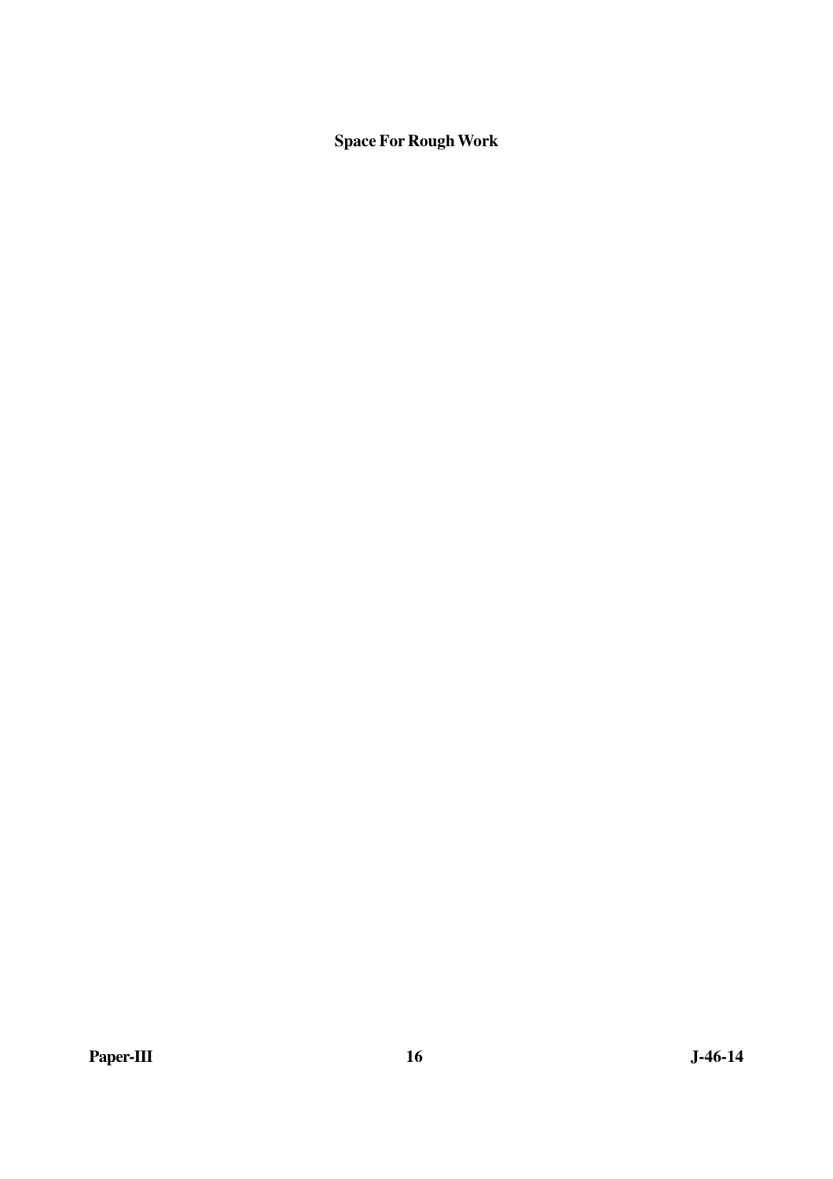**Space For Rough Work**